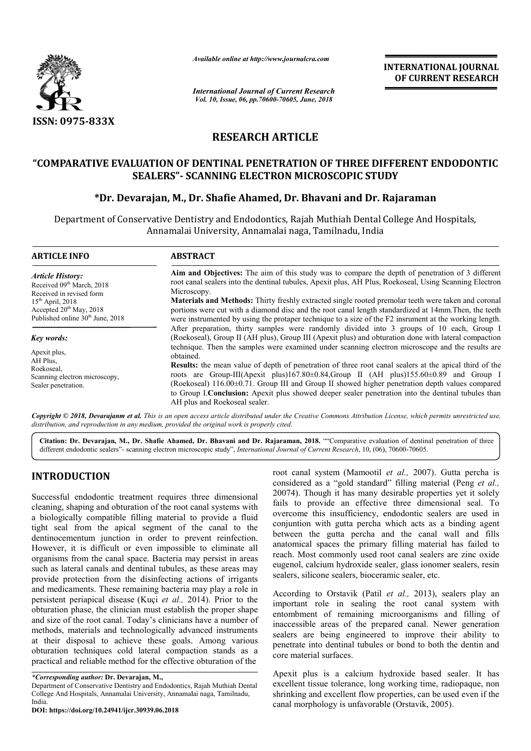*Available online at http://www.journalcra.com*

*International Journal of Current Research*
*Vol. 10, Issue, 06, pp.70600-70605, June, 2018*

**INTERNATIONAL JOURNAL OF CURRENT RESEARCH**

ISSN: 0975-833X

## RESEARCH ARTICLE

# "COMPARATIVE EVALUATION OF DENTINAL PENETRATION OF THREE DIFFERENT ENDODONTIC SEALERS"- SCANNING ELECTRON MICROSCOPIC STUDY

**\*Dr. Devarajan, M., Dr. Shafie Ahamed, Dr. Bhavani and Dr. Rajaraman**

Department of Conservative Dentistry and Endodontics, Rajah Muthiah Dental College And Hospitals, Annamalai University, Annamalai naga, Tamilnadu, India

**ARTICLE INFO**

*Article History:*

Received 09th March, 2018
Received in revised form 15th April, 2018
Accepted 20th May, 2018
Published online 30th June, 2018

*Key words:*

Apexit plus,
AH Plus,
Roekoseal,
Scanning electron microscopy,
Sealer penetration.

**ABSTRACT**

**Aim and Objectives:** The aim of this study was to compare the depth of penetration of 3 different root canal sealers into the dentinal tubules, Apexit plus, AH Plus, Roekoseal, Using Scanning Electron Microscopy.

**Materials and Methods:** Thirty freshly extracted single rooted premolar teeth were taken and coronal portions were cut with a diamond disc and the root canal length standardized at 14mm.Then, the teeth were instrumented by using the protaper technique to a size of the F2 insrument at the working length. After preparation, thirty samples were randomly divided into 3 groups of 10 each, Group I (Roekoseal), Group II (AH plus), Group III (Apexit plus) and obturation done with lateral compaction technique. Then the samples were examined under scanning electron microscope and the results are obtained.

**Results:** the mean value of depth of penetration of three root canal sealers at the apical third of the roots are Group-III(Apexit plus)167.80±0.84,Group II (AH plus)155.60±0.89 and Group I (Roekoseal) 116.00±0.71. Group III and Group II showed higher penetration depth values compared to Group I.**Conclusion:** Apexit plus showed deeper sealer penetration into the dentinal tubules than AH plus and Roekoseal sealer.

***Copyright © 2018, Devarajanm et al.*** *This is an open access article distributed under the Creative Commons Attribution License, which permits unrestricted use, distribution, and reproduction in any medium, provided the original work is properly cited.*

**Citation: Dr. Devarajan, M., Dr. Shafie Ahamed, Dr. Bhavani and Dr. Rajaraman, 2018.** ""Comparative evaluation of dentinal penetration of three different endodontic sealers"- scanning electron microscopic study", *International Journal of Current Research*, 10, (06), 70600-70605.

## INTRODUCTION

Successful endodontic treatment requires three dimensional cleaning, shaping and obturation of the root canal systems with a biologically compatible filling material to provide a fluid tight seal from the apical segment of the canal to the dentinocementum junction in order to prevent reinfection. However, it is difficult or even impossible to eliminate all organisms from the canal space. Bacteria may persist in areas such as lateral canals and dentinal tubules, as these areas may provide protection from the disinfecting actions of irrigants and medicaments. These remaining bacteria may play a role in persistent periapical disease (Kuçi *et al.,* 2014). Prior to the obturation phase, the clinician must establish the proper shape and size of the root canal. Today's clinicians have a number of methods, materials and technologically advanced instruments at their disposal to achieve these goals. Among various obturation techniques cold lateral compaction stands as a practical and reliable method for the effective obturation of the root canal system (Mamootil *et al.,* 2007). Gutta percha is considered as a "gold standard" filling material (Peng *et al.,* 20074). Though it has many desirable properties yet it solely fails to provide an effective three dimensional seal. To overcome this insufficiency, endodontic sealers are used in conjuntion with gutta percha which acts as a binding agent between the gutta percha and the canal wall and fills anatomical spaces the primary filling material has failed to reach. Most commonly used root canal sealers are zinc oxide eugenol, calcium hydroxide sealer, glass ionomer sealers, resin sealers, silicone sealers, bioceramic sealer, etc.

According to Orstavik (Patil *et al.,* 2013), sealers play an important role in sealing the root canal system with entombment of remaining microorganisms and filling of inaccessible areas of the prepared canal. Newer generation sealers are being engineered to improve their ability to penetrate into dentinal tubules or bond to both the dentin and core material surfaces.

Apexit plus is a calcium hydroxide based sealer. It has excellent tissue tolerance, long working time, radiopaque, non shrinking and excellent flow properties, can be used even if the canal morphology is unfavorable (Orstavik, 2005).

***\*Corresponding author:*** **Dr. Devarajan, M.,**
Department of Conservative Dentistry and Endodontics, Rajah Muthiah Dental College And Hospitals, Annamalai University, Annamalai naga, Tamilnadu, India.

**DOI: https://doi.org/10.24941/ijcr.30939.06.2018**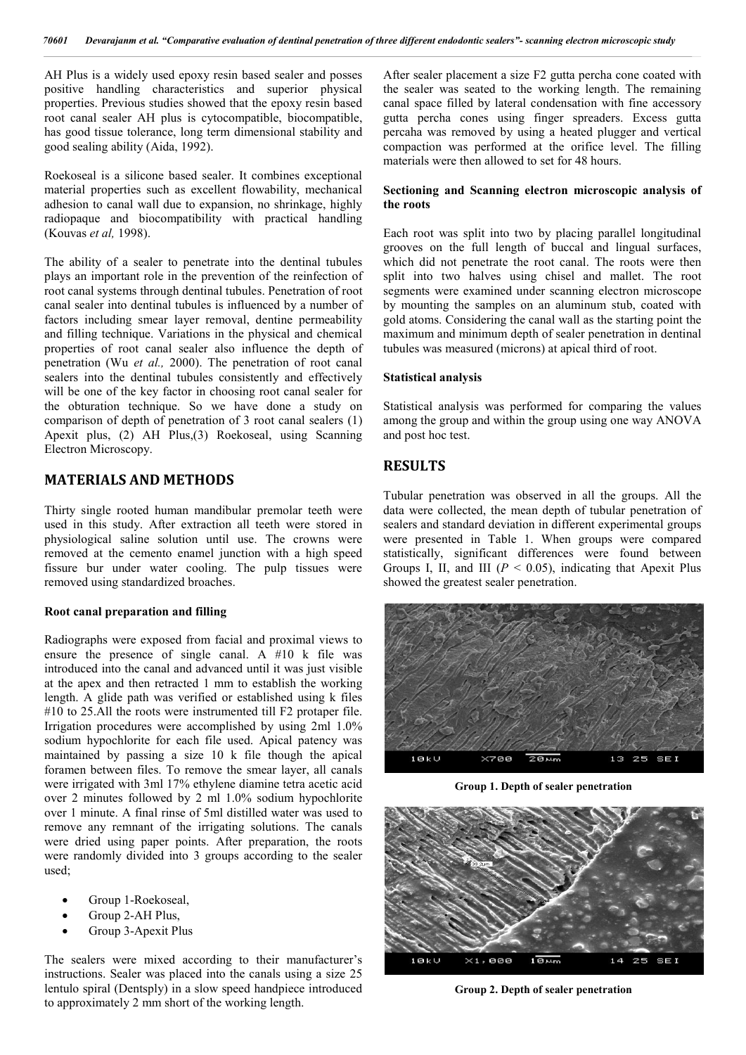AH Plus is a widely used epoxy resin based sealer and posses positive handling characteristics and superior physical properties. Previous studies showed that the epoxy resin based root canal sealer AH plus is cytocompatible, biocompatible, has good tissue tolerance, long term dimensional stability and good sealing ability (Aida, 1992).

Roekoseal is a silicone based sealer. It combines exceptional material properties such as excellent flowability, mechanical adhesion to canal wall due to expansion, no shrinkage, highly radiopaque and biocompatibility with practical handling (Kouvas *et al,* 1998).

The ability of a sealer to penetrate into the dentinal tubules plays an important role in the prevention of the reinfection of root canal systems through dentinal tubules. Penetration of root canal sealer into dentinal tubules is influenced by a number of factors including smear layer removal, dentine permeability and filling technique. Variations in the physical and chemical properties of root canal sealer also influence the depth of penetration (Wu *et al.,* 2000). The penetration of root canal sealers into the dentinal tubules consistently and effectively will be one of the key factor in choosing root canal sealer for the obturation technique. So we have done a study on comparison of depth of penetration of 3 root canal sealers (1) Apexit plus, (2) AH Plus,(3) Roekoseal, using Scanning Electron Microscopy.

## MATERIALS AND METHODS

Thirty single rooted human mandibular premolar teeth were used in this study. After extraction all teeth were stored in physiological saline solution until use. The crowns were removed at the cemento enamel junction with a high speed fissure bur under water cooling. The pulp tissues were removed using standardized broaches.

### Root canal preparation and filling

Radiographs were exposed from facial and proximal views to ensure the presence of single canal. A #10 k file was introduced into the canal and advanced until it was just visible at the apex and then retracted 1 mm to establish the working length. A glide path was verified or established using k files #10 to 25.All the roots were instrumented till F2 protaper file. Irrigation procedures were accomplished by using 2ml 1.0% sodium hypochlorite for each file used. Apical patency was maintained by passing a size 10 k file though the apical foramen between files. To remove the smear layer, all canals were irrigated with 3ml 17% ethylene diamine tetra acetic acid over 2 minutes followed by 2 ml 1.0% sodium hypochlorite over 1 minute. A final rinse of 5ml distilled water was used to remove any remnant of the irrigating solutions. The canals were dried using paper points. After preparation, the roots were randomly divided into 3 groups according to the sealer used;

- Group 1-Roekoseal,
- Group 2-AH Plus,
- Group 3-Apexit Plus

The sealers were mixed according to their manufacturer's instructions. Sealer was placed into the canals using a size 25 lentulo spiral (Dentsply) in a slow speed handpiece introduced to approximately 2 mm short of the working length.

After sealer placement a size F2 gutta percha cone coated with the sealer was seated to the working length. The remaining canal space filled by lateral condensation with fine accessory gutta percha cones using finger spreaders. Excess gutta percaha was removed by using a heated plugger and vertical compaction was performed at the orifice level. The filling materials were then allowed to set for 48 hours.

### Sectioning and Scanning electron microscopic analysis of the roots

Each root was split into two by placing parallel longitudinal grooves on the full length of buccal and lingual surfaces, which did not penetrate the root canal. The roots were then split into two halves using chisel and mallet. The root segments were examined under scanning electron microscope by mounting the samples on an aluminum stub, coated with gold atoms. Considering the canal wall as the starting point the maximum and minimum depth of sealer penetration in dentinal tubules was measured (microns) at apical third of root.

### Statistical analysis

Statistical analysis was performed for comparing the values among the group and within the group using one way ANOVA and post hoc test.

## RESULTS

Tubular penetration was observed in all the groups. All the data were collected, the mean depth of tubular penetration of sealers and standard deviation in different experimental groups were presented in Table 1. When groups were compared statistically, significant differences were found between Groups I, II, and III ($P < 0.05$), indicating that Apexit Plus showed the greatest sealer penetration.

**Group 1. Depth of sealer penetration**

**Group 2. Depth of sealer penetration**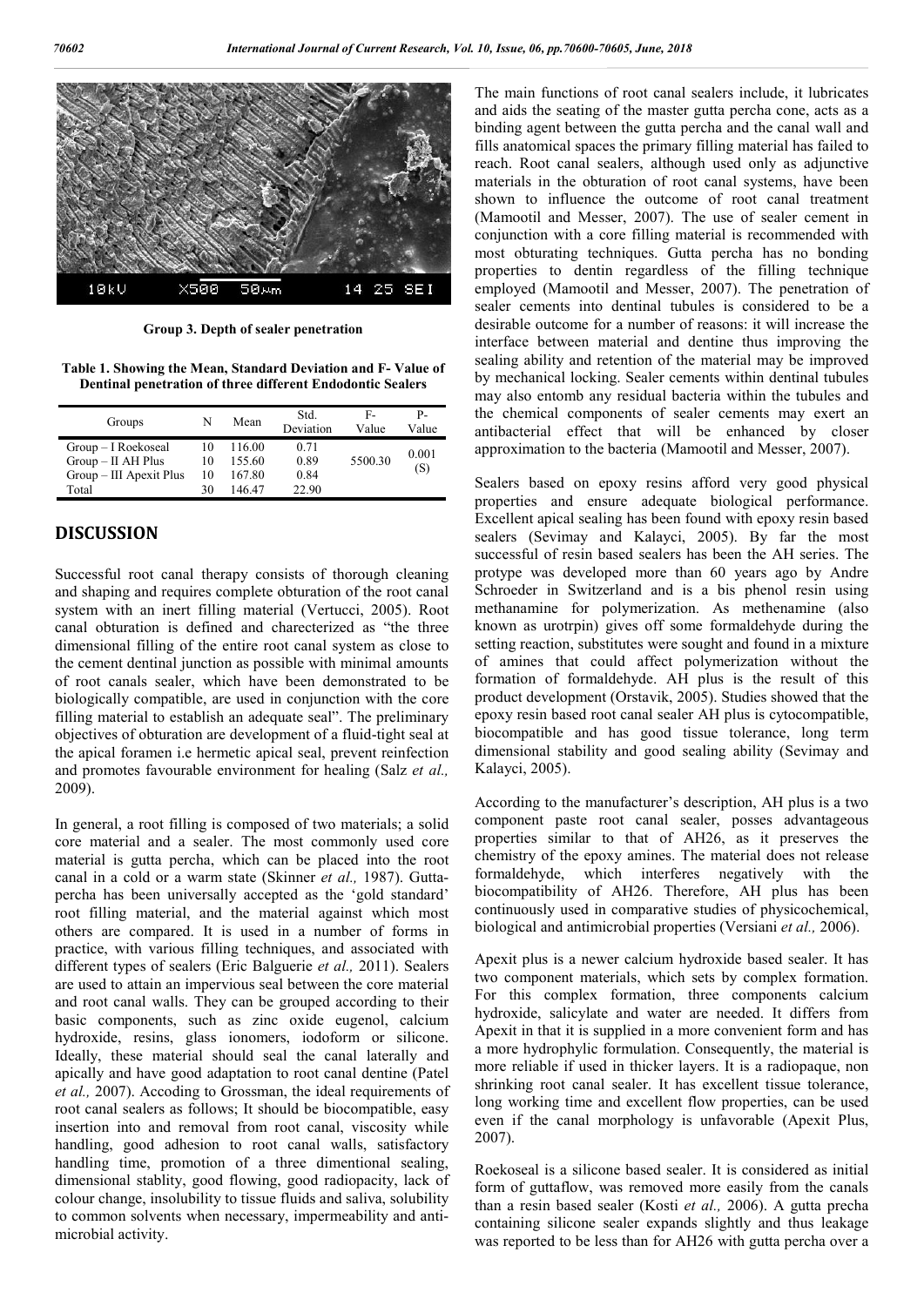Group 3. Depth of sealer penetration

Table 1. Showing the Mean, Standard Deviation and F- Value of Dentinal penetration of three different Endodontic Sealers

| Groups | N | Mean | Std. Deviation | F-Value | P-Value |
|---|---|---|---|---|---|
| Group – I Roekoseal | 10 | 116.00 | 0.71 | 5500.30 | 0.001 (S) |
| Group – II AH Plus | 10 | 155.60 | 0.89 | | |
| Group – III Apexit Plus | 10 | 167.80 | 0.84 | | |
| Total | 30 | 146.47 | 22.90 | | |

## DISCUSSION

Successful root canal therapy consists of thorough cleaning and shaping and requires complete obturation of the root canal system with an inert filling material (Vertucci, 2005). Root canal obturation is defined and charecterized as "the three dimensional filling of the entire root canal system as close to the cement dentinal junction as possible with minimal amounts of root canals sealer, which have been demonstrated to be biologically compatible, are used in conjunction with the core filling material to establish an adequate seal". The preliminary objectives of obturation are development of a fluid-tight seal at the apical foramen i.e hermetic apical seal, prevent reinfection and promotes favourable environment for healing (Salz *et al.,* 2009).

In general, a root filling is composed of two materials; a solid core material and a sealer. The most commonly used core material is gutta percha, which can be placed into the root canal in a cold or a warm state (Skinner *et al.,* 1987). Gutta-percha has been universally accepted as the 'gold standard' root filling material, and the material against which most others are compared. It is used in a number of forms in practice, with various filling techniques, and associated with different types of sealers (Eric Balguerie *et al.,* 2011). Sealers are used to attain an impervious seal between the core material and root canal walls. They can be grouped according to their basic components, such as zinc oxide eugenol, calcium hydroxide, resins, glass ionomers, iodoform or silicone. Ideally, these material should seal the canal laterally and apically and have good adaptation to root canal dentine (Patel *et al.,* 2007). Accoding to Grossman, the ideal requirements of root canal sealers as follows; It should be biocompatible, easy insertion into and removal from root canal, viscosity while handling, good adhesion to root canal walls, satisfactory handling time, promotion of a three dimentional sealing, dimensional stablity, good flowing, good radiopacity, lack of colour change, insolubility to tissue fluids and saliva, solubility to common solvents when necessary, impermeability and anti-microbial activity.

The main functions of root canal sealers include, it lubricates and aids the seating of the master gutta percha cone, acts as a binding agent between the gutta percha and the canal wall and fills anatomical spaces the primary filling material has failed to reach. Root canal sealers, although used only as adjunctive materials in the obturation of root canal systems, have been shown to influence the outcome of root canal treatment (Mamootil and Messer, 2007). The use of sealer cement in conjunction with a core filling material is recommended with most obturating techniques. Gutta percha has no bonding properties to dentin regardless of the filling technique employed (Mamootil and Messer, 2007). The penetration of sealer cements into dentinal tubules is considered to be a desirable outcome for a number of reasons: it will increase the interface between material and dentine thus improving the sealing ability and retention of the material may be improved by mechanical locking. Sealer cements within dentinal tubules may also entomb any residual bacteria within the tubules and the chemical components of sealer cements may exert an antibacterial effect that will be enhanced by closer approximation to the bacteria (Mamootil and Messer, 2007).

Sealers based on epoxy resins afford very good physical properties and ensure adequate biological performance. Excellent apical sealing has been found with epoxy resin based sealers (Sevimay and Kalayci, 2005). By far the most successful of resin based sealers has been the AH series. The protype was developed more than 60 years ago by Andre Schroeder in Switzerland and is a bis phenol resin using methanamine for polymerization. As methenamine (also known as urotrpin) gives off some formaldehyde during the setting reaction, substitutes were sought and found in a mixture of amines that could affect polymerization without the formation of formaldehyde. AH plus is the result of this product development (Orstavik, 2005). Studies showed that the epoxy resin based root canal sealer AH plus is cytocompatible, biocompatible and has good tissue tolerance, long term dimensional stability and good sealing ability (Sevimay and Kalayci, 2005).

According to the manufacturer's description, AH plus is a two component paste root canal sealer, posses advantageous properties similar to that of AH26, as it preserves the chemistry of the epoxy amines. The material does not release formaldehyde, which interferes negatively with the biocompatibility of AH26. Therefore, AH plus has been continuously used in comparative studies of physicochemical, biological and antimicrobial properties (Versiani *et al.,* 2006).

Apexit plus is a newer calcium hydroxide based sealer. It has two component materials, which sets by complex formation. For this complex formation, three components calcium hydroxide, salicylate and water are needed. It differs from Apexit in that it is supplied in a more convenient form and has a more hydrophilic formulation. Consequently, the material is more reliable if used in thicker layers. It is a radiopaque, non shrinking root canal sealer. It has excellent tissue tolerance, long working time and excellent flow properties, can be used even if the canal morphology is unfavorable (Apexit Plus, 2007).

Roekoseal is a silicone based sealer. It is considered as initial form of guttaflow, was removed more easily from the canals than a resin based sealer (Kosti *et al.,* 2006). A gutta precha containing silicone sealer expands slightly and thus leakage was reported to be less than for AH26 with gutta percha over a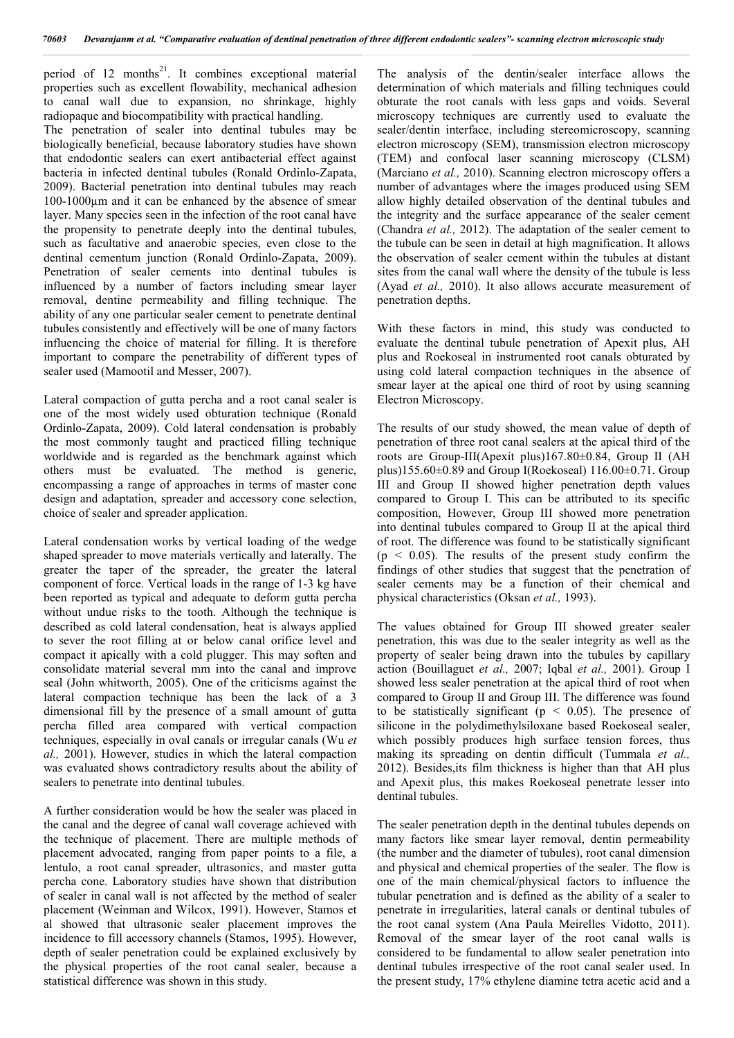period of 12 months[21]. It combines exceptional material properties such as excellent flowability, mechanical adhesion to canal wall due to expansion, no shrinkage, highly radiopaque and biocompatibility with practical handling.

The penetration of sealer into dentinal tubules may be biologically beneficial, because laboratory studies have shown that endodontic sealers can exert antibacterial effect against bacteria in infected dentinal tubules (Ronald Ordinlo-Zapata, 2009). Bacterial penetration into dentinal tubules may reach 100-1000µm and it can be enhanced by the absence of smear layer. Many species seen in the infection of the root canal have the propensity to penetrate deeply into the dentinal tubules, such as facultative and anaerobic species, even close to the dentinal cementum junction (Ronald Ordinlo-Zapata, 2009). Penetration of sealer cements into dentinal tubules is influenced by a number of factors including smear layer removal, dentine permeability and filling technique. The ability of any one particular sealer cement to penetrate dentinal tubules consistently and effectively will be one of many factors influencing the choice of material for filling. It is therefore important to compare the penetrability of different types of sealer used (Mamootil and Messer, 2007).

Lateral compaction of gutta percha and a root canal sealer is one of the most widely used obturation technique (Ronald Ordinlo-Zapata, 2009). Cold lateral condensation is probably the most commonly taught and practiced filling technique worldwide and is regarded as the benchmark against which others must be evaluated. The method is generic, encompassing a range of approaches in terms of master cone design and adaptation, spreader and accessory cone selection, choice of sealer and spreader application.

Lateral condensation works by vertical loading of the wedge shaped spreader to move materials vertically and laterally. The greater the taper of the spreader, the greater the lateral component of force. Vertical loads in the range of 1-3 kg have been reported as typical and adequate to deform gutta percha without undue risks to the tooth. Although the technique is described as cold lateral condensation, heat is always applied to sever the root filling at or below canal orifice level and compact it apically with a cold plugger. This may soften and consolidate material several mm into the canal and improve seal (John whitworth, 2005). One of the criticisms against the lateral compaction technique has been the lack of a 3 dimensional fill by the presence of a small amount of gutta percha filled area compared with vertical compaction techniques, especially in oval canals or irregular canals (Wu *et al.,* 2001). However, studies in which the lateral compaction was evaluated shows contradictory results about the ability of sealers to penetrate into dentinal tubules.

A further consideration would be how the sealer was placed in the canal and the degree of canal wall coverage achieved with the technique of placement. There are multiple methods of placement advocated, ranging from paper points to a file, a lentulo, a root canal spreader, ultrasonics, and master gutta percha cone. Laboratory studies have shown that distribution of sealer in canal wall is not affected by the method of sealer placement (Weinman and Wilcox, 1991). However, Stamos et al showed that ultrasonic sealer placement improves the incidence to fill accessory channels (Stamos, 1995). However, depth of sealer penetration could be explained exclusively by the physical properties of the root canal sealer, because a statistical difference was shown in this study.

The analysis of the dentin/sealer interface allows the determination of which materials and filling techniques could obturate the root canals with less gaps and voids. Several microscopy techniques are currently used to evaluate the sealer/dentin interface, including stereomicroscopy, scanning electron microscopy (SEM), transmission electron microscopy (TEM) and confocal laser scanning microscopy (CLSM) (Marciano *et al.,* 2010). Scanning electron microscopy offers a number of advantages where the images produced using SEM allow highly detailed observation of the dentinal tubules and the integrity and the surface appearance of the sealer cement (Chandra *et al.,* 2012). The adaptation of the sealer cement to the tubule can be seen in detail at high magnification. It allows the observation of sealer cement within the tubules at distant sites from the canal wall where the density of the tubule is less (Ayad *et al.,* 2010). It also allows accurate measurement of penetration depths.

With these factors in mind, this study was conducted to evaluate the dentinal tubule penetration of Apexit plus, AH plus and Roekoseal in instrumented root canals obturated by using cold lateral compaction techniques in the absence of smear layer at the apical one third of root by using scanning Electron Microscopy.

The results of our study showed, the mean value of depth of penetration of three root canal sealers at the apical third of the roots are Group-III(Apexit plus)167.80±0.84, Group II (AH plus)155.60±0.89 and Group I(Roekoseal) 116.00±0.71. Group III and Group II showed higher penetration depth values compared to Group I. This can be attributed to its specific composition, However, Group III showed more penetration into dentinal tubules compared to Group II at the apical third of root. The difference was found to be statistically significant ($p < 0.05$). The results of the present study confirm the findings of other studies that suggest that the penetration of sealer cements may be a function of their chemical and physical characteristics (Oksan *et al.,* 1993).

The values obtained for Group III showed greater sealer penetration, this was due to the sealer integrity as well as the property of sealer being drawn into the tubules by capillary action (Bouillaguet *et al.,* 2007; Iqbal *et al.,* 2001). Group I showed less sealer penetration at the apical third of root when compared to Group II and Group III. The difference was found to be statistically significant ($p < 0.05$). The presence of silicone in the polydimethylsiloxane based Roekoseal sealer, which possibly produces high surface tension forces, thus making its spreading on dentin difficult (Tummala *et al.,* 2012). Besides,its film thickness is higher than that AH plus and Apexit plus, this makes Roekoseal penetrate lesser into dentinal tubules.

The sealer penetration depth in the dentinal tubules depends on many factors like smear layer removal, dentin permeability (the number and the diameter of tubules), root canal dimension and physical and chemical properties of the sealer. The flow is one of the main chemical/physical factors to influence the tubular penetration and is defined as the ability of a sealer to penetrate in irregularities, lateral canals or dentinal tubules of the root canal system (Ana Paula Meirelles Vidotto, 2011). Removal of the smear layer of the root canal walls is considered to be fundamental to allow sealer penetration into dentinal tubules irrespective of the root canal sealer used. In the present study, 17% ethylene diamine tetra acetic acid and a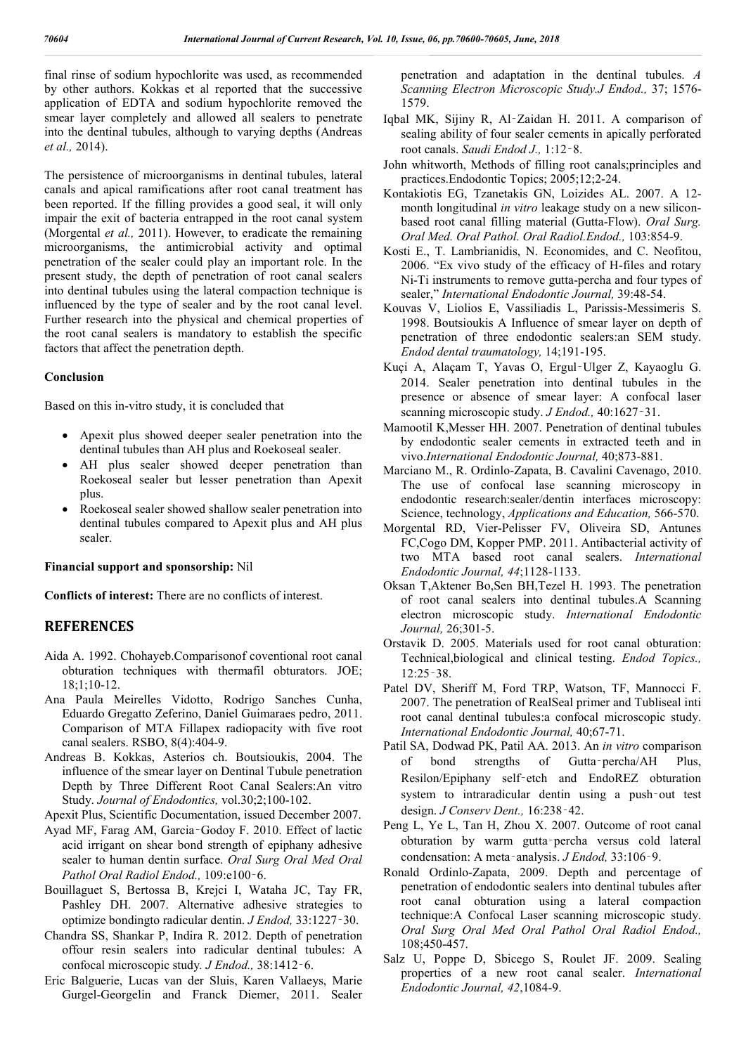final rinse of sodium hypochlorite was used, as recommended by other authors. Kokkas et al reported that the successive application of EDTA and sodium hypochlorite removed the smear layer completely and allowed all sealers to penetrate into the dentinal tubules, although to varying depths (Andreas *et al.,* 2014).

The persistence of microorganisms in dentinal tubules, lateral canals and apical ramifications after root canal treatment has been reported. If the filling provides a good seal, it will only impair the exit of bacteria entrapped in the root canal system (Morgental *et al.,* 2011). However, to eradicate the remaining microorganisms, the antimicrobial activity and optimal penetration of the sealer could play an important role. In the present study, the depth of penetration of root canal sealers into dentinal tubules using the lateral compaction technique is influenced by the type of sealer and by the root canal level. Further research into the physical and chemical properties of the root canal sealers is mandatory to establish the specific factors that affect the penetration depth.

### Conclusion

Based on this in-vitro study, it is concluded that

- Apexit plus showed deeper sealer penetration into the dentinal tubules than AH plus and Roekoseal sealer.
- AH plus sealer showed deeper penetration than Roekoseal sealer but lesser penetration than Apexit plus.
- Roekoseal sealer showed shallow sealer penetration into dentinal tubules compared to Apexit plus and AH plus sealer.

**Financial support and sponsorship:** Nil

**Conflicts of interest:** There are no conflicts of interest.

## REFERENCES

Aida A. 1992. Chohayeb.Comparisonof coventional root canal obturation techniques with thermafil obturators. JOE; 18;1;10-12.

Ana Paula Meirelles Vidotto, Rodrigo Sanches Cunha, Eduardo Gregatto Zeferino, Daniel Guimaraes pedro, 2011. Comparison of MTA Fillapex radiopacity with five root canal sealers. RSBO, 8(4):404-9.

Andreas B. Kokkas, Asterios ch. Boutsioukis, 2004. The influence of the smear layer on Dentinal Tubule penetration Depth by Three Different Root Canal Sealers:An vitro Study. *Journal of Endodontics,* vol.30;2;100-102.

Apexit Plus, Scientific Documentation, issued December 2007.

Ayad MF, Farag AM, Garcia‑Godoy F. 2010. Effect of lactic acid irrigant on shear bond strength of epiphany adhesive sealer to human dentin surface. *Oral Surg Oral Med Oral Pathol Oral Radiol Endod.,* 109:e100‑6.

Bouillaguet S, Bertossa B, Krejci I, Wataha JC, Tay FR, Pashley DH. 2007. Alternative adhesive strategies to optimize bondingto radicular dentin. *J Endod,* 33:1227‑30.

Chandra SS, Shankar P, Indira R. 2012. Depth of penetration offour resin sealers into radicular dentinal tubules: A confocal microscopic study. *J Endod.,* 38:1412‑6.

Eric Balguerie, Lucas van der Sluis, Karen Vallaeys, Marie Gurgel-Georgelin and Franck Diemer, 2011. Sealer penetration and adaptation in the dentinal tubules. *A Scanning Electron Microscopic Study.J Endod.,* 37; 1576-1579.

Iqbal MK, Sijiny R, Al‑Zaidan H. 2011. A comparison of sealing ability of four sealer cements in apically perforated root canals. *Saudi Endod J.,* 1:12‑8.

John whitworth, Methods of filling root canals;principles and practices.Endodontic Topics; 2005;12;2-24.

Kontakiotis EG, Tzanetakis GN, Loizides AL. 2007. A 12-month longitudinal *in vitro* leakage study on a new silicon-based root canal filling material (Gutta-Flow). *Oral Surg. Oral Med. Oral Pathol. Oral Radiol.Endod.,* 103:854-9.

Kosti E., T. Lambrianidis, N. Economides, and C. Neofitou, 2006. "Ex vivo study of the efficacy of H-files and rotary Ni-Ti instruments to remove gutta-percha and four types of sealer," *International Endodontic Journal,* 39:48-54.

Kouvas V, Liolios E, Vassiliadis L, Parissis-Messimeris S. 1998. Boutsioukis A Influence of smear layer on depth of penetration of three endodontic sealers:an SEM study. *Endod dental traumatology,* 14;191-195.

Kuçi A, Alaçam T, Yavas O, Ergul‑Ulger Z, Kayaoglu G. 2014. Sealer penetration into dentinal tubules in the presence or absence of smear layer: A confocal laser scanning microscopic study. *J Endod.,* 40:1627‑31.

Mamootil K,Messer HH. 2007. Penetration of dentinal tubules by endodontic sealer cements in extracted teeth and in vivo.*International Endodontic Journal,* 40;873-881.

Marciano M., R. Ordinlo-Zapata, B. Cavalini Cavenago, 2010. The use of confocal lase scanning microscopy in endodontic research:sealer/dentin interfaces microscopy: Science, technology, *Applications and Education,* 566-570.

Morgental RD, Vier-Pelisser FV, Oliveira SD, Antunes FC,Cogo DM, Kopper PMP. 2011. Antibacterial activity of two MTA based root canal sealers. *International Endodontic Journal, 44*;1128-1133.

Oksan T,Aktener Bo,Sen BH,Tezel H. 1993. The penetration of root canal sealers into dentinal tubules.A Scanning electron microscopic study. *International Endodontic Journal,* 26;301-5.

Orstavik D. 2005. Materials used for root canal obturation: Technical,biological and clinical testing. *Endod Topics.,* 12:25‑38.

Patel DV, Sheriff M, Ford TRP, Watson, TF, Mannocci F. 2007. The penetration of RealSeal primer and Tubliseal inti root canal dentinal tubules:a confocal microscopic study. *International Endodontic Journal,* 40;67-71.

Patil SA, Dodwad PK, Patil AA. 2013. An *in vitro* comparison of bond strengths of Gutta‑percha/AH Plus, Resilon/Epiphany self‑etch and EndoREZ obturation system to intraradicular dentin using a push‑out test design. *J Conserv Dent.,* 16:238‑42.

Peng L, Ye L, Tan H, Zhou X. 2007. Outcome of root canal obturation by warm gutta‑percha versus cold lateral condensation: A meta‑analysis. *J Endod,* 33:106‑9.

Ronald Ordinlo-Zapata, 2009. Depth and percentage of penetration of endodontic sealers into dentinal tubules after root canal obturation using a lateral compaction technique:A Confocal Laser scanning microscopic study. *Oral Surg Oral Med Oral Pathol Oral Radiol Endod.,* 108;450-457.

Salz U, Poppe D, Sbicego S, Roulet JF. 2009. Sealing properties of a new root canal sealer. *International Endodontic Journal, 42*,1084-9.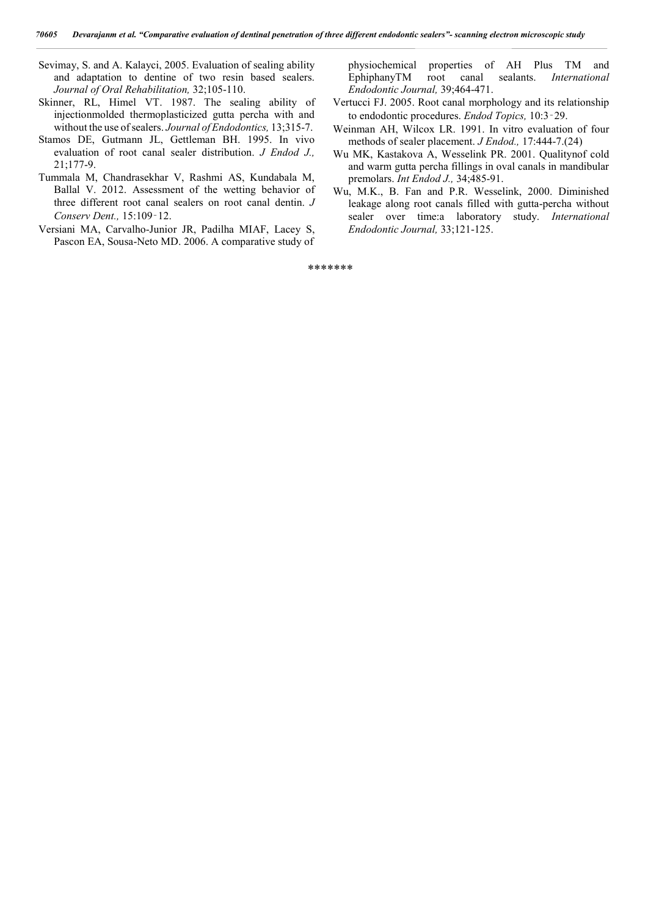Sevimay, S. and A. Kalayci, 2005. Evaluation of sealing ability and adaptation to dentine of two resin based sealers. *Journal of Oral Rehabilitation,* 32;105-110.

Skinner, RL, Himel VT. 1987. The sealing ability of injectionmolded thermoplasticized gutta percha with and without the use of sealers. *Journal of Endodontics,* 13;315-7.

Stamos DE, Gutmann JL, Gettleman BH. 1995. In vivo evaluation of root canal sealer distribution. *J Endod J.,* 21;177-9.

Tummala M, Chandrasekhar V, Rashmi AS, Kundabala M, Ballal V. 2012. Assessment of the wetting behavior of three different root canal sealers on root canal dentin. *J Conserv Dent.,* 15:109‑12.

Versiani MA, Carvalho-Junior JR, Padilha MIAF, Lacey S, Pascon EA, Sousa-Neto MD. 2006. A comparative study of physiochemical properties of AH Plus TM and EphiphanyTM root canal sealants. *International Endodontic Journal,* 39;464-471.

Vertucci FJ. 2005. Root canal morphology and its relationship to endodontic procedures. *Endod Topics,* 10:3‑29.

Weinman AH, Wilcox LR. 1991. In vitro evaluation of four methods of sealer placement. *J Endod.,* 17:444-7.(24)

Wu MK, Kastakova A, Wesselink PR. 2001. Qualitynof cold and warm gutta percha fillings in oval canals in mandibular premolars. *Int Endod J.,* 34;485-91.

Wu, M.K., B. Fan and P.R. Wesselink, 2000. Diminished leakage along root canals filled with gutta-percha without sealer over time:a laboratory study. *International Endodontic Journal,* 33;121-125.

\*\*\*\*\*\*\*